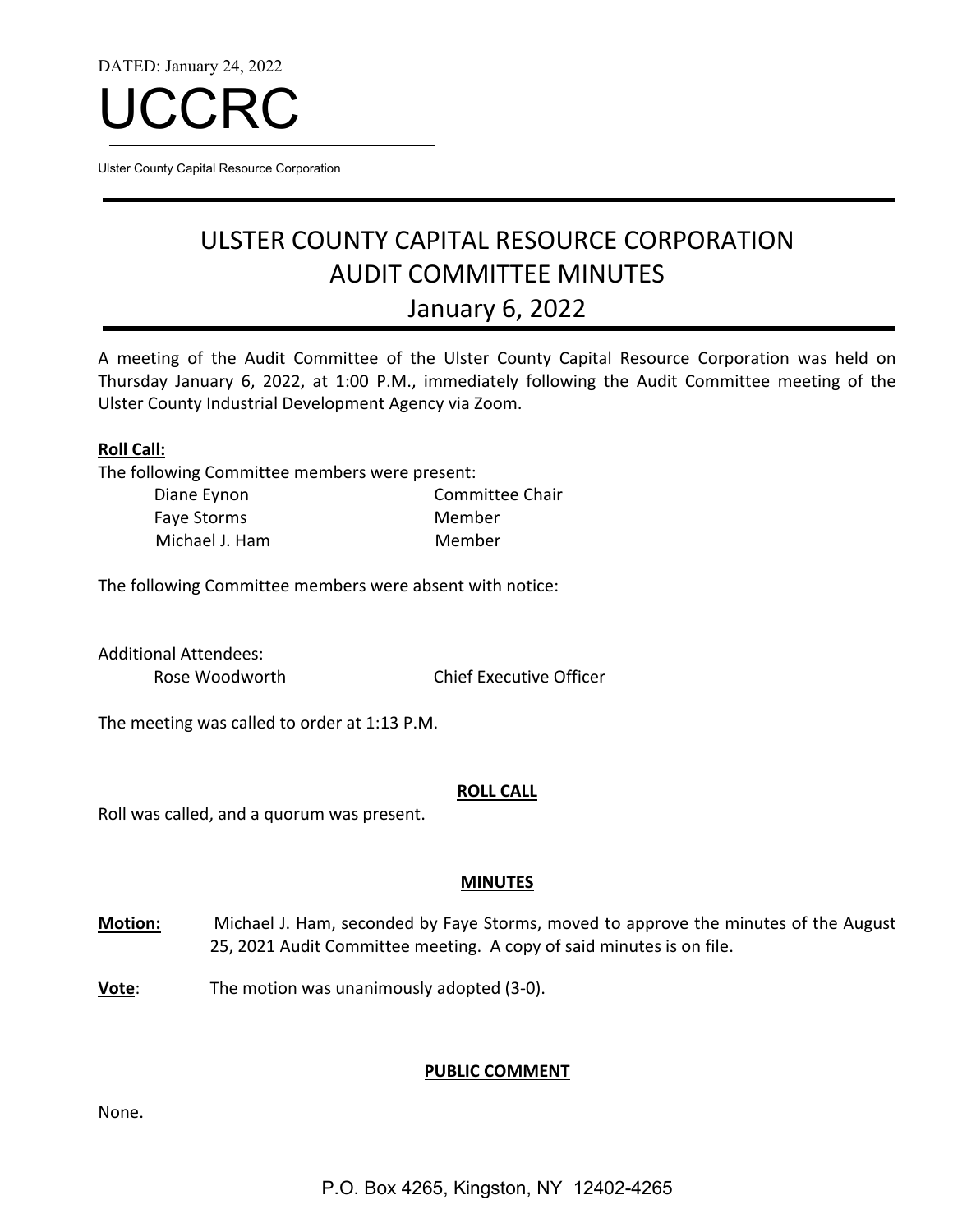DATED: January 24, 2022

# UCCRC

Ulster County Capital Resource Corporation

# ULSTER COUNTY CAPITAL RESOURCE CORPORATION
## AUDIT COMMITTEE MINUTES
## January 6, 2022

A meeting of the Audit Committee of the Ulster County Capital Resource Corporation was held on Thursday January 6, 2022, at 1:00 P.M., immediately following the Audit Committee meeting of the Ulster County Industrial Development Agency via Zoom.

**Roll Call:**

The following Committee members were present:

| | |
|---|---|
| Diane Eynon | Committee Chair |
| Faye Storms | Member |
| Michael J. Ham | Member |

The following Committee members were absent with notice:

Additional Attendees:

| | |
|---|---|
| Rose Woodworth | Chief Executive Officer |

The meeting was called to order at 1:13 P.M.

**ROLL CALL**

Roll was called, and a quorum was present.

**MINUTES**

**Motion:** Michael J. Ham, seconded by Faye Storms, moved to approve the minutes of the August 25, 2021 Audit Committee meeting. A copy of said minutes is on file.

**Vote**: The motion was unanimously adopted (3-0).

**PUBLIC COMMENT**

None.

P.O. Box 4265, Kingston, NY 12402-4265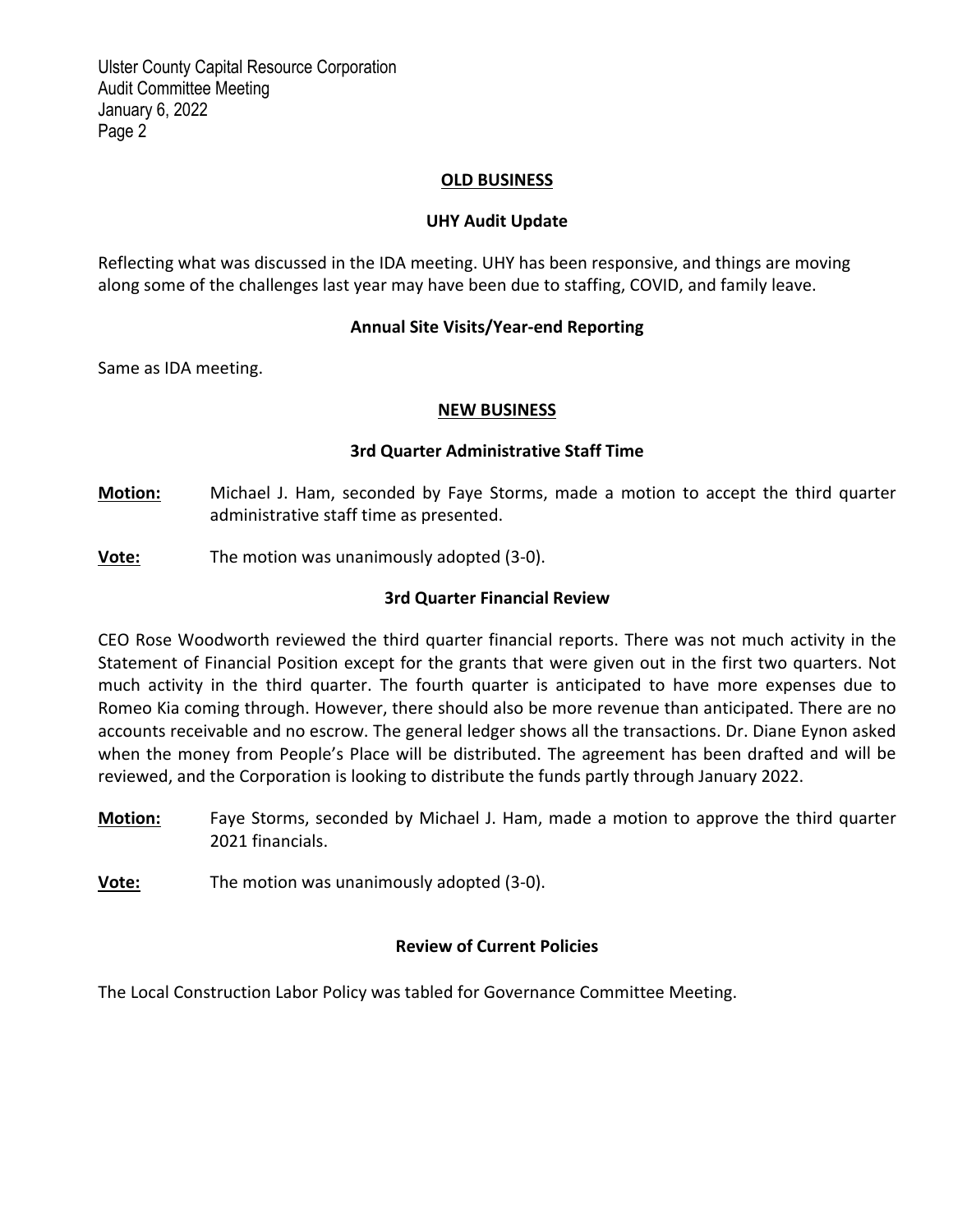## OLD BUSINESS

### UHY Audit Update

Reflecting what was discussed in the IDA meeting. UHY has been responsive, and things are moving along some of the challenges last year may have been due to staffing, COVID, and family leave.

### Annual Site Visits/Year-end Reporting

Same as IDA meeting.

## NEW BUSINESS

### 3rd Quarter Administrative Staff Time

**Motion:** Michael J. Ham, seconded by Faye Storms, made a motion to accept the third quarter administrative staff time as presented.

**Vote:** The motion was unanimously adopted (3-0).

### 3rd Quarter Financial Review

CEO Rose Woodworth reviewed the third quarter financial reports. There was not much activity in the Statement of Financial Position except for the grants that were given out in the first two quarters. Not much activity in the third quarter. The fourth quarter is anticipated to have more expenses due to Romeo Kia coming through. However, there should also be more revenue than anticipated. There are no accounts receivable and no escrow. The general ledger shows all the transactions. Dr. Diane Eynon asked when the money from People's Place will be distributed. The agreement has been drafted and will be reviewed, and the Corporation is looking to distribute the funds partly through January 2022.

**Motion:** Faye Storms, seconded by Michael J. Ham, made a motion to approve the third quarter 2021 financials.

**Vote:** The motion was unanimously adopted (3-0).

### Review of Current Policies

The Local Construction Labor Policy was tabled for Governance Committee Meeting.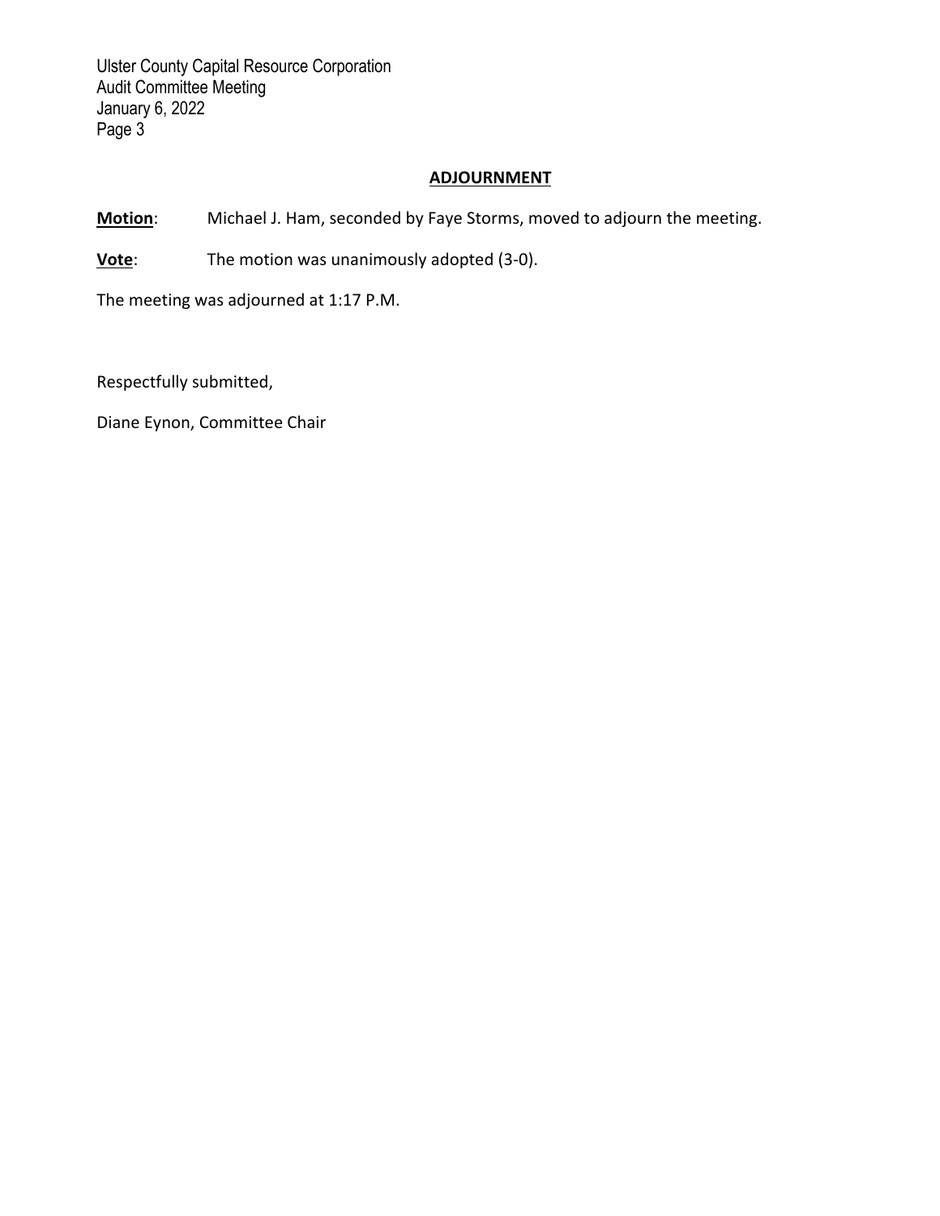## ADJOURNMENT

**Motion**: Michael J. Ham, seconded by Faye Storms, moved to adjourn the meeting.

**Vote**: The motion was unanimously adopted (3-0).

The meeting was adjourned at 1:17 P.M.

Respectfully submitted,

Diane Eynon, Committee Chair